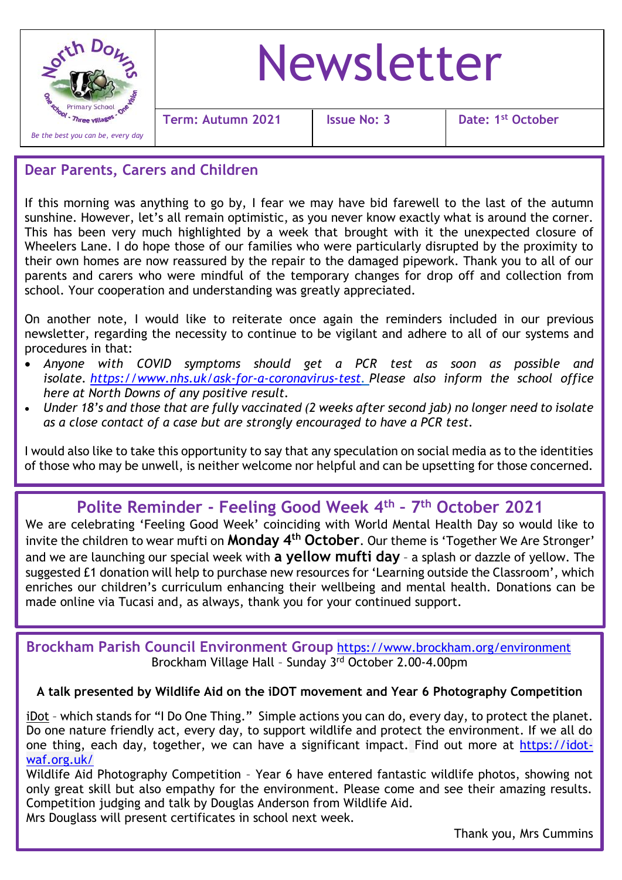North Downs Primary School – One school · Three villages · One vision

*Be the best you can be, every day*

# Newsletter

| Term: Autumn 2021 | Issue No: 3 | Date: 1st October |
|---|---|---|

## Dear Parents, Carers and Children

If this morning was anything to go by, I fear we may have bid farewell to the last of the autumn sunshine. However, let's all remain optimistic, as you never know exactly what is around the corner. This has been very much highlighted by a week that brought with it the unexpected closure of Wheelers Lane. I do hope those of our families who were particularly disrupted by the proximity to their own homes are now reassured by the repair to the damaged pipework. Thank you to all of our parents and carers who were mindful of the temporary changes for drop off and collection from school. Your cooperation and understanding was greatly appreciated.

On another note, I would like to reiterate once again the reminders included in our previous newsletter, regarding the necessity to continue to be vigilant and adhere to all of our systems and procedures in that:

- *Anyone with COVID symptoms should get a PCR test as soon as possible and isolate. https://www.nhs.uk/ask-for-a-coronavirus-test. Please also inform the school office here at North Downs of any positive result.*
- *Under 18's and those that are fully vaccinated (2 weeks after second jab) no longer need to isolate as a close contact of a case but are strongly encouraged to have a PCR test.*

I would also like to take this opportunity to say that any speculation on social media as to the identities of those who may be unwell, is neither welcome nor helpful and can be upsetting for those concerned.

## Polite Reminder - Feeling Good Week 4th – 7th October 2021

We are celebrating 'Feeling Good Week' coinciding with World Mental Health Day so would like to invite the children to wear mufti on **Monday 4th October**. Our theme is 'Together We Are Stronger' and we are launching our special week with **a yellow mufti day** – a splash or dazzle of yellow. The suggested £1 donation will help to purchase new resources for 'Learning outside the Classroom', which enriches our children's curriculum enhancing their wellbeing and mental health. Donations can be made online via Tucasi and, as always, thank you for your continued support.

## Brockham Parish Council Environment Group https://www.brockham.org/environment

Brockham Village Hall – Sunday 3rd October 2.00-4.00pm

**A talk presented by Wildlife Aid on the iDOT movement and Year 6 Photography Competition**

iDot – which stands for "I Do One Thing." Simple actions you can do, every day, to protect the planet. Do one nature friendly act, every day, to support wildlife and protect the environment. If we all do one thing, each day, together, we can have a significant impact. Find out more at https://idot-waf.org.uk/

Wildlife Aid Photography Competition – Year 6 have entered fantastic wildlife photos, showing not only great skill but also empathy for the environment. Please come and see their amazing results. Competition judging and talk by Douglas Anderson from Wildlife Aid.

Mrs Douglass will present certificates in school next week.

Thank you, Mrs Cummins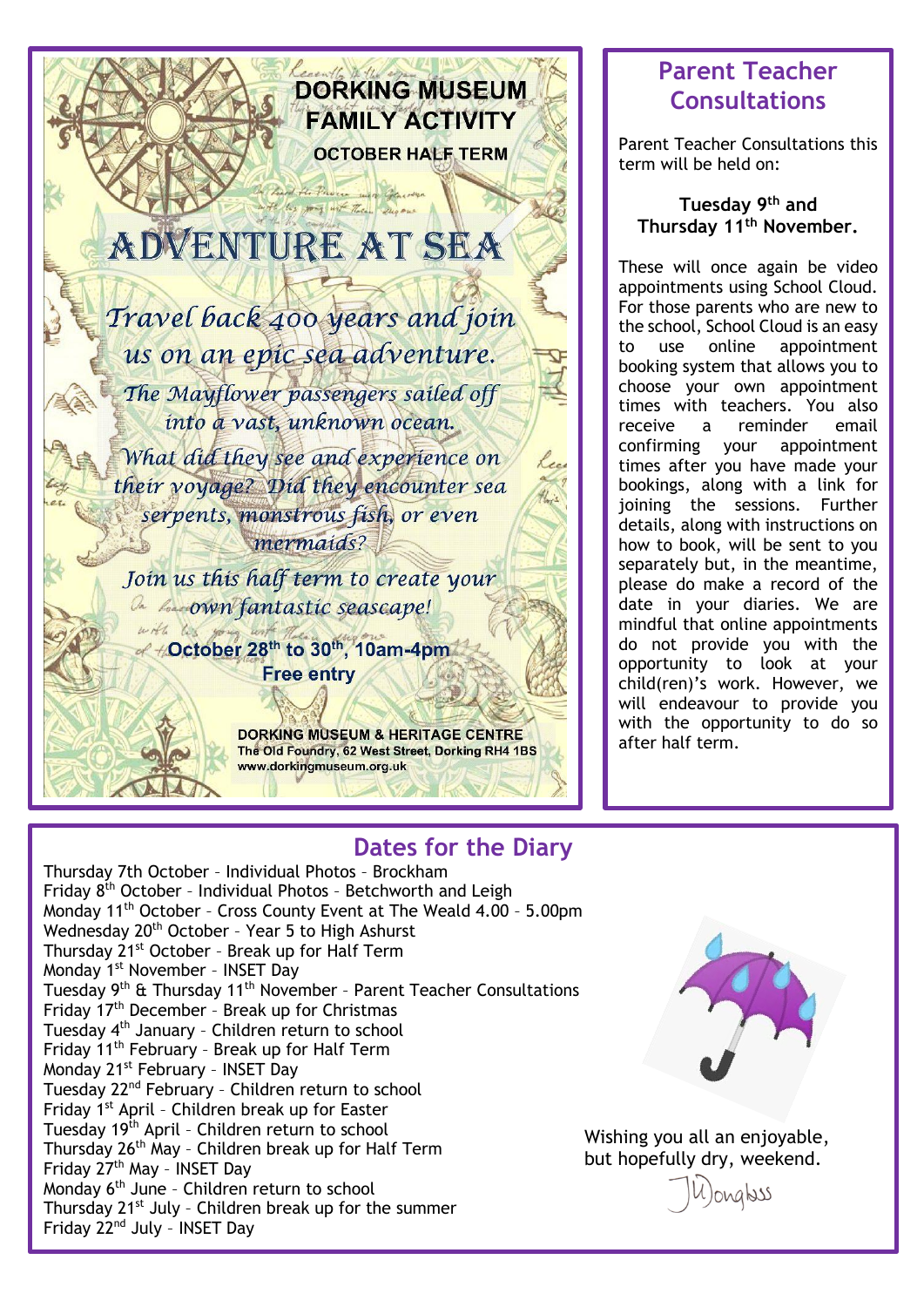# DORKING MUSEUM FAMILY ACTIVITY

OCTOBER HALF TERM

## ADVENTURE AT SEA

*Travel back 400 years and join us on an epic sea adventure.*

*The Mayflower passengers sailed off into a vast, unknown ocean.*

*What did they see and experience on their voyage? Did they encounter sea serpents, monstrous fish, or even mermaids?*

*Join us this half term to create your own fantastic seascape!*

**October 28th to 30th, 10am-4pm**

**Free entry**

**DORKING MUSEUM & HERITAGE CENTRE**
The Old Foundry, 62 West Street, Dorking RH4 1BS
www.dorkingmuseum.org.uk

## Parent Teacher Consultations

Parent Teacher Consultations this term will be held on:

**Tuesday 9th and Thursday 11th November.**

These will once again be video appointments using School Cloud. For those parents who are new to the school, School Cloud is an easy to use online appointment booking system that allows you to choose your own appointment times with teachers. You also receive a reminder email confirming your appointment times after you have made your bookings, along with a link for joining the sessions. Further details, along with instructions on how to book, will be sent to you separately but, in the meantime, please do make a record of the date in your diaries. We are mindful that online appointments do not provide you with the opportunity to look at your child(ren)'s work. However, we will endeavour to provide you with the opportunity to do so after half term.

## Dates for the Diary

Thursday 7th October – Individual Photos – Brockham
Friday 8th October – Individual Photos – Betchworth and Leigh
Monday 11th October – Cross County Event at The Weald 4.00 – 5.00pm
Wednesday 20th October – Year 5 to High Ashurst
Thursday 21st October – Break up for Half Term
Monday 1st November – INSET Day
Tuesday 9th & Thursday 11th November – Parent Teacher Consultations
Friday 17th December – Break up for Christmas
Tuesday 4th January – Children return to school
Friday 11th February – Break up for Half Term
Monday 21st February – INSET Day
Tuesday 22nd February – Children return to school
Friday 1st April – Children break up for Easter
Tuesday 19th April – Children return to school
Thursday 26th May – Children break up for Half Term
Friday 27th May – INSET Day
Monday 6th June – Children return to school
Thursday 21st July – Children break up for the summer
Friday 22nd July – INSET Day

Wishing you all an enjoyable, but hopefully dry, weekend.

J Douglass